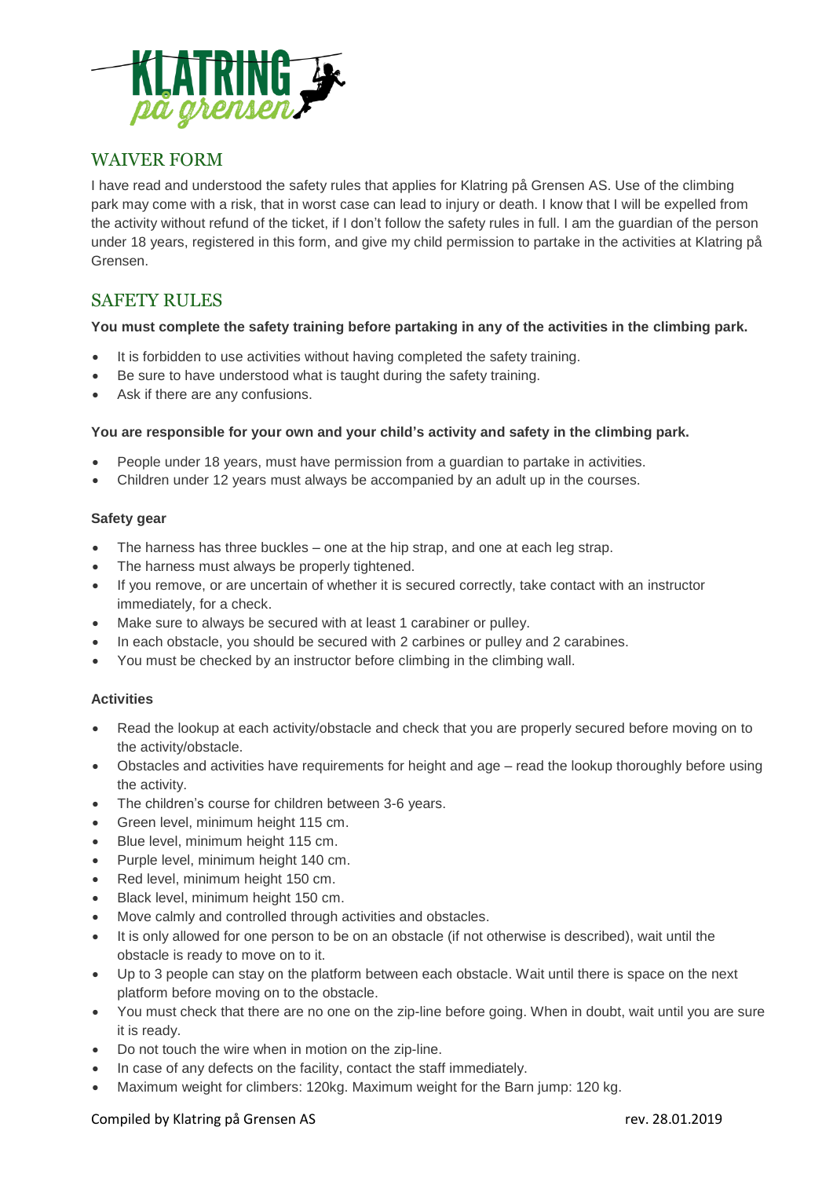# WAIVER FORM

I have read and understood the safety rules that applies for Klatring på Grensen AS. Use of the climbing park may come with a risk, that in worst case can lead to injury or death. I know that I will be expelled from the activity without refund of the ticket, if I don't follow the safety rules in full. I am the guardian of the person under 18 years, registered in this form, and give my child permission to partake in the activities at Klatring på Grensen.

# SAFETY RULES

**You must complete the safety training before partaking in any of the activities in the climbing park.**

- It is forbidden to use activities without having completed the safety training.
- Be sure to have understood what is taught during the safety training.
- Ask if there are any confusions.

**You are responsible for your own and your child's activity and safety in the climbing park.**

- People under 18 years, must have permission from a guardian to partake in activities.
- Children under 12 years must always be accompanied by an adult up in the courses.

### Safety gear

- The harness has three buckles – one at the hip strap, and one at each leg strap.
- The harness must always be properly tightened.
- If you remove, or are uncertain of whether it is secured correctly, take contact with an instructor immediately, for a check.
- Make sure to always be secured with at least 1 carabiner or pulley.
- In each obstacle, you should be secured with 2 carbines or pulley and 2 carabines.
- You must be checked by an instructor before climbing in the climbing wall.

### Activities

- Read the lookup at each activity/obstacle and check that you are properly secured before moving on to the activity/obstacle.
- Obstacles and activities have requirements for height and age – read the lookup thoroughly before using the activity.
- The children's course for children between 3-6 years.
- Green level, minimum height 115 cm.
- Blue level, minimum height 115 cm.
- Purple level, minimum height 140 cm.
- Red level, minimum height 150 cm.
- Black level, minimum height 150 cm.
- Move calmly and controlled through activities and obstacles.
- It is only allowed for one person to be on an obstacle (if not otherwise is described), wait until the obstacle is ready to move on to it.
- Up to 3 people can stay on the platform between each obstacle. Wait until there is space on the next platform before moving on to the obstacle.
- You must check that there are no one on the zip-line before going. When in doubt, wait until you are sure it is ready.
- Do not touch the wire when in motion on the zip-line.
- In case of any defects on the facility, contact the staff immediately.
- Maximum weight for climbers: 120kg. Maximum weight for the Barn jump: 120 kg.

Compiled by Klatring på Grensen AS rev. 28.01.2019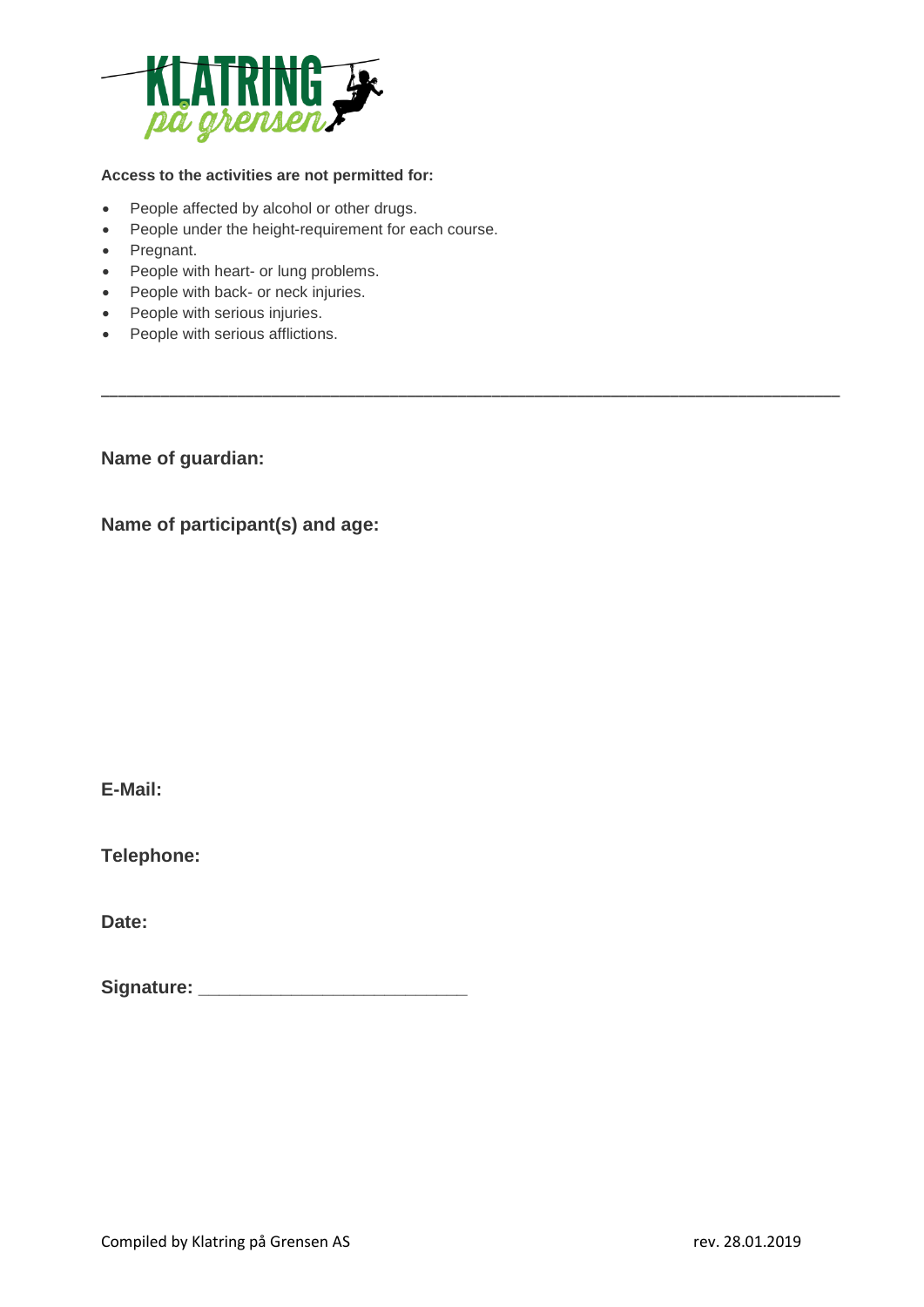**Access to the activities are not permitted for:**

- People affected by alcohol or other drugs.
- People under the height-requirement for each course.
- Pregnant.
- People with heart- or lung problems.
- People with back- or neck injuries.
- People with serious injuries.
- People with serious afflictions.

---

**Name of guardian:**

**Name of participant(s) and age:**

**E-Mail:**

**Telephone:**

**Date:**

**Signature:** ___________________________

Compiled by Klatring på Grensen AS rev. 28.01.2019